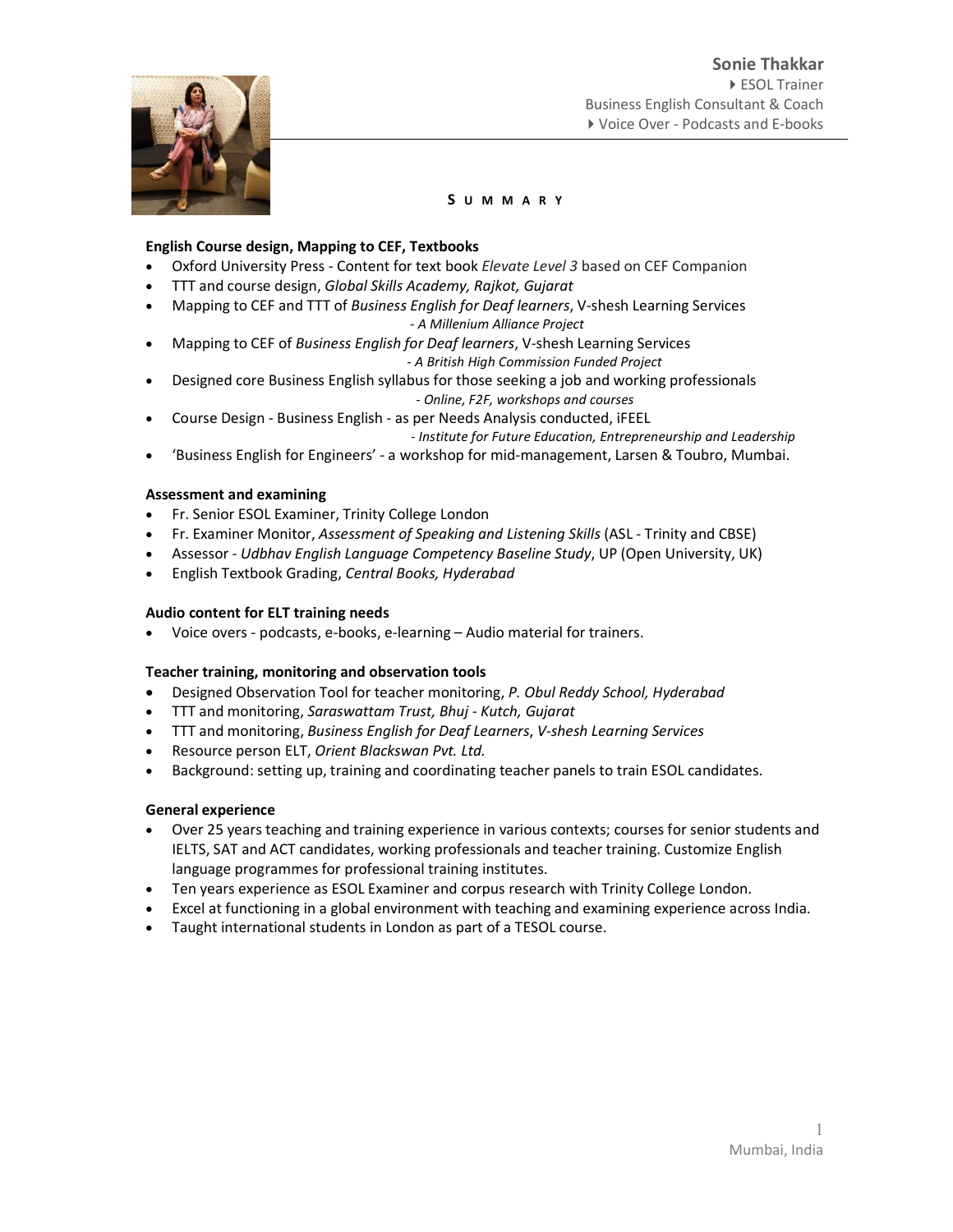# Sonie Thakkar

- ESOL Trainer

Business English Consultant & Coach

- Voice Over - Podcasts and E-books

## SUMMARY

### English Course design, Mapping to CEF, Textbooks

- Oxford University Press - Content for text book *Elevate Level 3* based on CEF Companion
- TTT and course design, *Global Skills Academy, Rajkot, Gujarat*
- Mapping to CEF and TTT of *Business English for Deaf learners*, V-shesh Learning Services
  *- A Millenium Alliance Project*
- Mapping to CEF of *Business English for Deaf learners*, V-shesh Learning Services
  *- A British High Commission Funded Project*
- Designed core Business English syllabus for those seeking a job and working professionals
  *- Online, F2F, workshops and courses*
- Course Design - Business English - as per Needs Analysis conducted, iFEEL
  *- Institute for Future Education, Entrepreneurship and Leadership*
- 'Business English for Engineers' - a workshop for mid-management, Larsen & Toubro, Mumbai.

### Assessment and examining

- Fr. Senior ESOL Examiner, Trinity College London
- Fr. Examiner Monitor, *Assessment of Speaking and Listening Skills* (ASL - Trinity and CBSE)
- Assessor - *Udbhav English Language Competency Baseline Study*, UP (Open University, UK)
- English Textbook Grading, *Central Books, Hyderabad*

### Audio content for ELT training needs

- Voice overs - podcasts, e-books, e-learning – Audio material for trainers.

### Teacher training, monitoring and observation tools

- Designed Observation Tool for teacher monitoring, *P. Obul Reddy School, Hyderabad*
- TTT and monitoring, *Saraswattam Trust, Bhuj - Kutch, Gujarat*
- TTT and monitoring, *Business English for Deaf Learners*, *V-shesh Learning Services*
- Resource person ELT, *Orient Blackswan Pvt. Ltd.*
- Background: setting up, training and coordinating teacher panels to train ESOL candidates.

### General experience

- Over 25 years teaching and training experience in various contexts; courses for senior students and IELTS, SAT and ACT candidates, working professionals and teacher training. Customize English language programmes for professional training institutes.
- Ten years experience as ESOL Examiner and corpus research with Trinity College London.
- Excel at functioning in a global environment with teaching and examining experience across India.
- Taught international students in London as part of a TESOL course.

Mumbai, India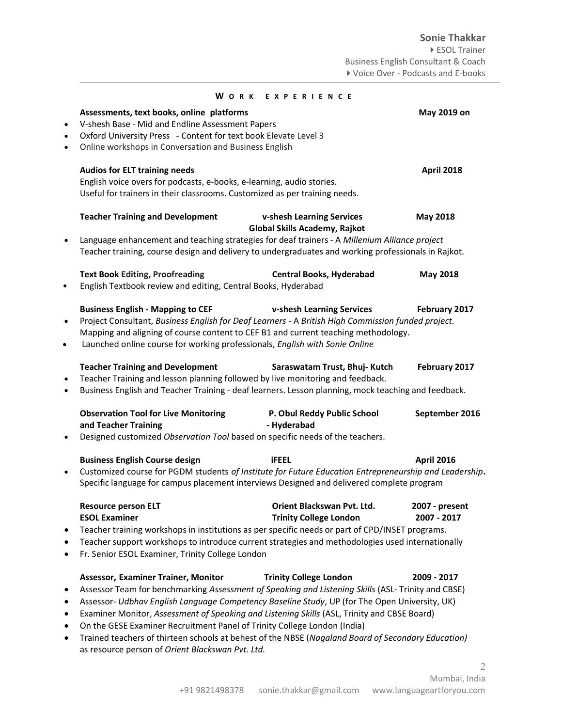**Sonie Thakkar**
- ESOL Trainer

Business English Consultant & Coach
- Voice Over - Podcasts and E-books

## WORK EXPERIENCE

**Assessments, text books, online platforms** — **May 2019 on**

- V-shesh Base - Mid and Endline Assessment Papers
- Oxford University Press - Content for text book Elevate Level 3
- Online workshops in Conversation and Business English

**Audios for ELT training needs** — **April 2018**

English voice overs for podcasts, e-books, e-learning, audio stories.
Useful for trainers in their classrooms. Customized as per training needs.

**Teacher Training and Development** — **v-shesh Learning Services, Global Skills Academy, Rajkot** — **May 2018**

- Language enhancement and teaching strategies for deaf trainers - A *Millenium Alliance project*
  Teacher training, course design and delivery to undergraduates and working professionals in Rajkot.

**Text Book Editing, Proofreading** — **Central Books, Hyderabad** — **May 2018**

- English Textbook review and editing, Central Books, Hyderabad

**Business English - Mapping to CEF** — **v-shesh Learning Services** — **February 2017**

- Project Consultant, *Business English for Deaf Learners* - A *British High Commission funded project.*
  Mapping and aligning of course content to CEF B1 and current teaching methodology.
- Launched online course for working professionals, *English with Sonie Online*

**Teacher Training and Development** — **Saraswatam Trust, Bhuj- Kutch** — **February 2017**

- Teacher Training and lesson planning followed by live monitoring and feedback.
- Business English and Teacher Training - deaf learners. Lesson planning, mock teaching and feedback.

**Observation Tool for Live Monitoring and Teacher Training** — **P. Obul Reddy Public School - Hyderabad** — **September 2016**

- Designed customized *Observation Tool* based on specific needs of the teachers.

**Business English Course design** — **iFEEL** — **April 2016**

- Customized course for PGDM students *of Institute for Future Education Entrepreneurship and Leadership*.
  Specific language for campus placement interviews Designed and delivered complete program

**Resource person ELT** — **Orient Blackswan Pvt. Ltd.** — **2007 - present**
**ESOL Examiner** — **Trinity College London** — **2007 - 2017**

- Teacher training workshops in institutions as per specific needs or part of CPD/INSET programs.
- Teacher support workshops to introduce current strategies and methodologies used internationally
- Fr. Senior ESOL Examiner, Trinity College London

**Assessor, Examiner Trainer, Monitor** — **Trinity College London** — **2009 - 2017**

- Assessor Team for benchmarking *Assessment of Speaking and Listening Skills* (ASL- Trinity and CBSE)
- Assessor- *Udbhav English Language Competency Baseline Study*, UP (for The Open University, UK)
- Examiner Monitor, *Assessment of Speaking and Listening Skills* (ASL, Trinity and CBSE Board)
- On the GESE Examiner Recruitment Panel of Trinity College London (India)
- Trained teachers of thirteen schools at behest of the NBSE (*Nagaland Board of Secondary Education)* as resource person of *Orient Blackswan Pvt. Ltd.*

Mumbai, India
+91 9821498378 sonie.thakkar@gmail.com www.languageartforyou.com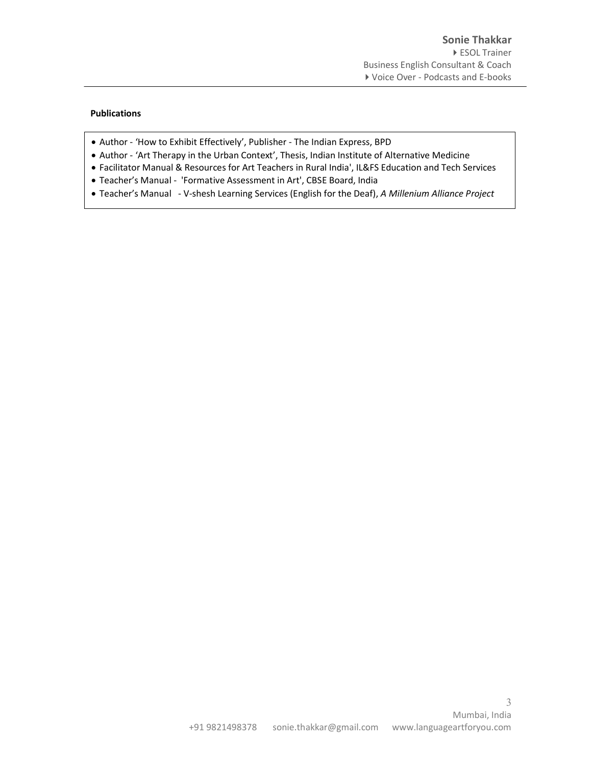**Publications**

- Author - 'How to Exhibit Effectively', Publisher - The Indian Express, BPD
- Author - 'Art Therapy in the Urban Context', Thesis, Indian Institute of Alternative Medicine
- Facilitator Manual & Resources for Art Teachers in Rural India', IL&FS Education and Tech Services
- Teacher's Manual - 'Formative Assessment in Art', CBSE Board, India
- Teacher's Manual - V-shesh Learning Services (English for the Deaf), *A Millenium Alliance Project*